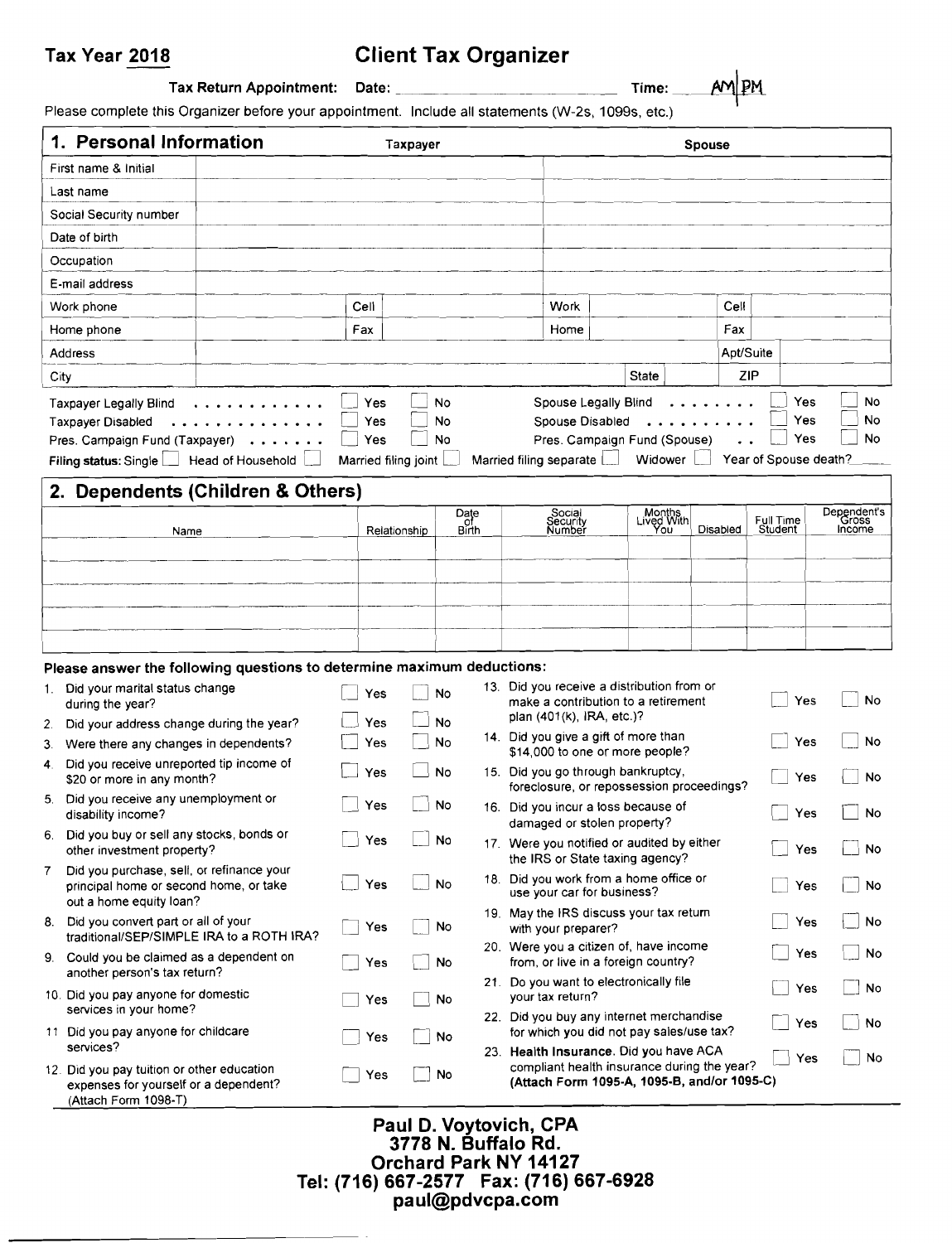**Tax Year 2018**

# Client Tax Organizer

**Tax Return Appointment: Date:** ______________________ **Time:** ______ AM | PM

Please complete this Organizer before your appointment. Include all statements (W-2s, 1099s, etc.)

## 1. Personal Information

| | Taxpayer | | Spouse | |
|---|---|---|---|---|
| First name & Initial | | | | |
| Last name | | | | |
| Social Security number | | | | |
| Date of birth | | | | |
| Occupation | | | | |
| E-mail address | | | | |
| Work phone | | Cell | Work | Cell |
| Home phone | | Fax | Home | Fax |
| Address | | | | Apt/Suite |
| City | | | State | ZIP |

Taxpayer Legally Blind . . . . . . . . . . . . ☐ Yes ☐ No
Spouse Legally Blind . . . . . . . . ☐ Yes ☐ No

Taxpayer Disabled . . . . . . . . . . . . . . ☐ Yes ☐ No
Spouse Disabled . . . . . . . . . . ☐ Yes ☐ No

Pres. Campaign Fund (Taxpayer) . . . . . . . ☐ Yes ☐ No
Pres. Campaign Fund (Spouse) . . ☐ Yes ☐ No

**Filing status:** Single ☐ Head of Household ☐ Married filing joint ☐ Married filing separate ☐ Widower ☐ Year of Spouse death? ____

## 2. Dependents (Children & Others)

| Name | Relationship | Date of Birth | Social Security Number | Months Lived With You | Disabled | Full Time Student | Dependent's Gross Income |
|---|---|---|---|---|---|---|---|
| | | | | | | | |
| | | | | | | | |
| | | | | | | | |
| | | | | | | | |
| | | | | | | | |

**Please answer the following questions to determine maximum deductions:**

1. Did your marital status change during the year? ☐ Yes ☐ No
2. Did your address change during the year? ☐ Yes ☐ No
3. Were there any changes in dependents? ☐ Yes ☐ No
4. Did you receive unreported tip income of $20 or more in any month? ☐ Yes ☐ No
5. Did you receive any unemployment or disability income? ☐ Yes ☐ No
6. Did you buy or sell any stocks, bonds or other investment property? ☐ Yes ☐ No
7. Did you purchase, sell, or refinance your principal home or second home, or take out a home equity loan? ☐ Yes ☐ No
8. Did you convert part or all of your traditional/SEP/SIMPLE IRA to a ROTH IRA? ☐ Yes ☐ No
9. Could you be claimed as a dependent on another person's tax return? ☐ Yes ☐ No
10. Did you pay anyone for domestic services in your home? ☐ Yes ☐ No
11. Did you pay anyone for childcare services? ☐ Yes ☐ No
12. Did you pay tuition or other education expenses for yourself or a dependent? (Attach Form 1098-T) ☐ Yes ☐ No
13. Did you receive a distribution from or make a contribution to a retirement plan (401(k), IRA, etc.)? ☐ Yes ☐ No
14. Did you give a gift of more than $14,000 to one or more people? ☐ Yes ☐ No
15. Did you go through bankruptcy, foreclosure, or repossession proceedings? ☐ Yes ☐ No
16. Did you incur a loss because of damaged or stolen property? ☐ Yes ☐ No
17. Were you notified or audited by either the IRS or State taxing agency? ☐ Yes ☐ No
18. Did you work from a home office or use your car for business? ☐ Yes ☐ No
19. May the IRS discuss your tax return with your preparer? ☐ Yes ☐ No
20. Were you a citizen of, have income from, or live in a foreign country? ☐ Yes ☐ No
21. Do you want to electronically file your tax return? ☐ Yes ☐ No
22. Did you buy any internet merchandise for which you did not pay sales/use tax? ☐ Yes ☐ No
23. **Health Insurance.** Did you have ACA compliant health insurance during the year? **(Attach Form 1095-A, 1095-B, and/or 1095-C)** ☐ Yes ☐ No

**Paul D. Voytovich, CPA**
**3778 N. Buffalo Rd.**
**Orchard Park NY 14127**
**Tel: (716) 667-2577 Fax: (716) 667-6928**
**paul@pdvcpa.com**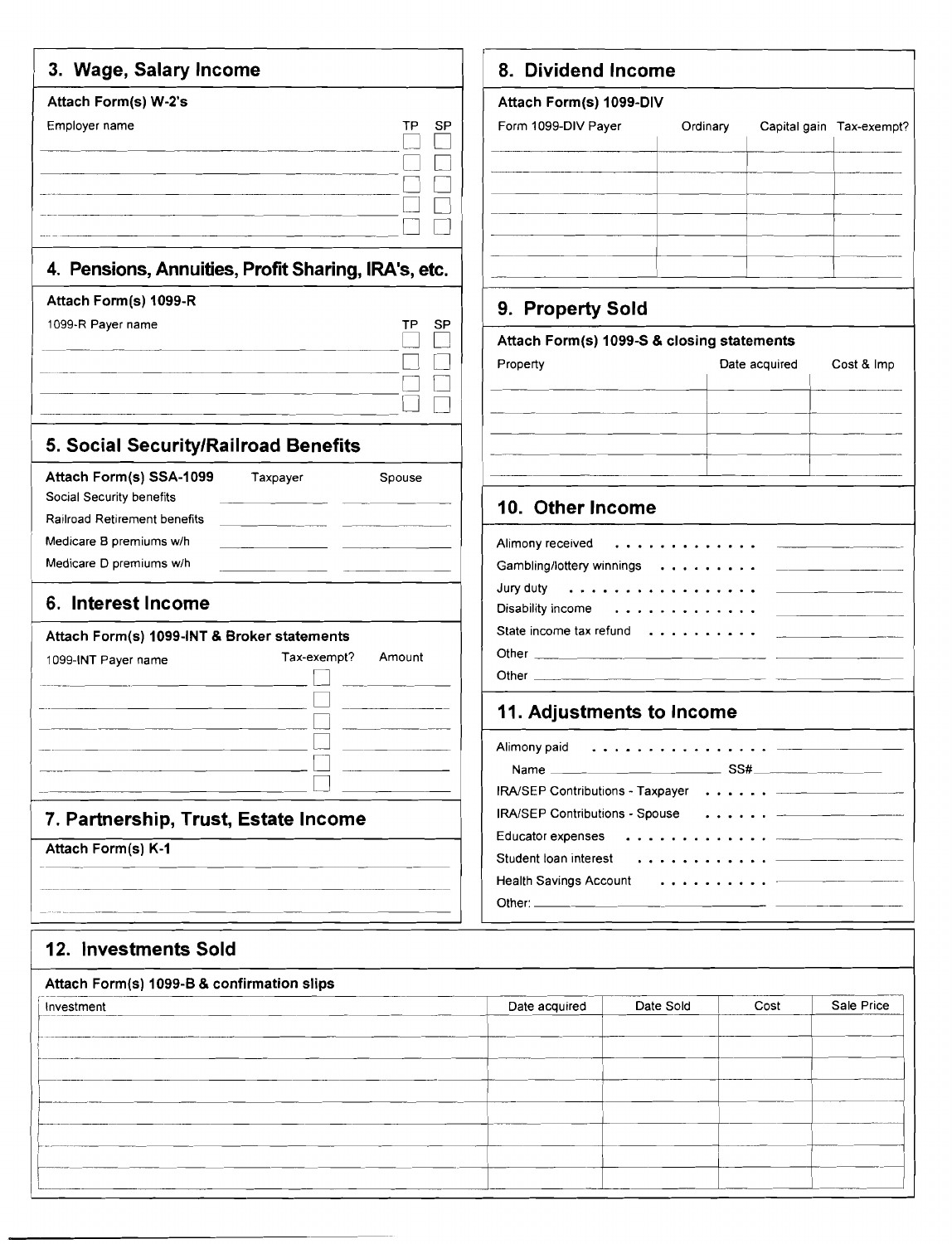## 3. Wage, Salary Income

**Attach Form(s) W-2's**

| Employer name | TP | SP |
|---|---|---|
| | ☐ | ☐ |
| | ☐ | ☐ |
| | ☐ | ☐ |
| | ☐ | ☐ |
| | ☐ | ☐ |

## 4. Pensions, Annuities, Profit Sharing, IRA's, etc.

**Attach Form(s) 1099-R**

| 1099-R Payer name | TP | SP |
|---|---|---|
| | ☐ | ☐ |
| | ☐ | ☐ |
| | ☐ | ☐ |
| | ☐ | ☐ |

## 5. Social Security/Railroad Benefits

| Attach Form(s) SSA-1099 | Taxpayer | Spouse |
|---|---|---|
| Social Security benefits | | |
| Railroad Retirement benefits | | |
| Medicare B premiums w/h | | |
| Medicare D premiums w/h | | |

## 6. Interest Income

**Attach Form(s) 1099-INT & Broker statements**

| 1099-INT Payer name | Tax-exempt? | Amount |
|---|---|---|
| | ☐ | |
| | ☐ | |
| | ☐ | |
| | ☐ | |
| | ☐ | |
| | ☐ | |

## 7. Partnership, Trust, Estate Income

**Attach Form(s) K-1**

## 8. Dividend Income

**Attach Form(s) 1099-DIV**

| Form 1099-DIV Payer | Ordinary | Capital gain | Tax-exempt? |
|---|---|---|---|
| | | | |
| | | | |
| | | | |
| | | | |
| | | | |
| | | | |

## 9. Property Sold

**Attach Form(s) 1099-S & closing statements**

| Property | Date acquired | Cost & Imp |
|---|---|---|
| | | |
| | | |
| | | |
| | | |

## 10. Other Income

Alimony received . . . . . . . . . . . . . ______

Gambling/lottery winnings . . . . . . . . . ______

Jury duty . . . . . . . . . . . . . . . . ______

Disability income . . . . . . . . . . . . ______

State income tax refund . . . . . . . . . . ______

Other ______ ______

Other ______ ______

## 11. Adjustments to Income

Alimony paid . . . . . . . . . . . . . . . ______

Name ______ SS# ______

IRA/SEP Contributions - Taxpayer . . . . . . ______

IRA/SEP Contributions - Spouse . . . . . . ______

Educator expenses . . . . . . . . . . . . ______

Student loan interest . . . . . . . . . . . ______

Health Savings Account . . . . . . . . . . ______

Other: ______ ______

## 12. Investments Sold

**Attach Form(s) 1099-B & confirmation slips**

| Investment | Date acquired | Date Sold | Cost | Sale Price |
|---|---|---|---|---|
| | | | | |
| | | | | |
| | | | | |
| | | | | |
| | | | | |
| | | | | |
| | | | | |
| | | | | |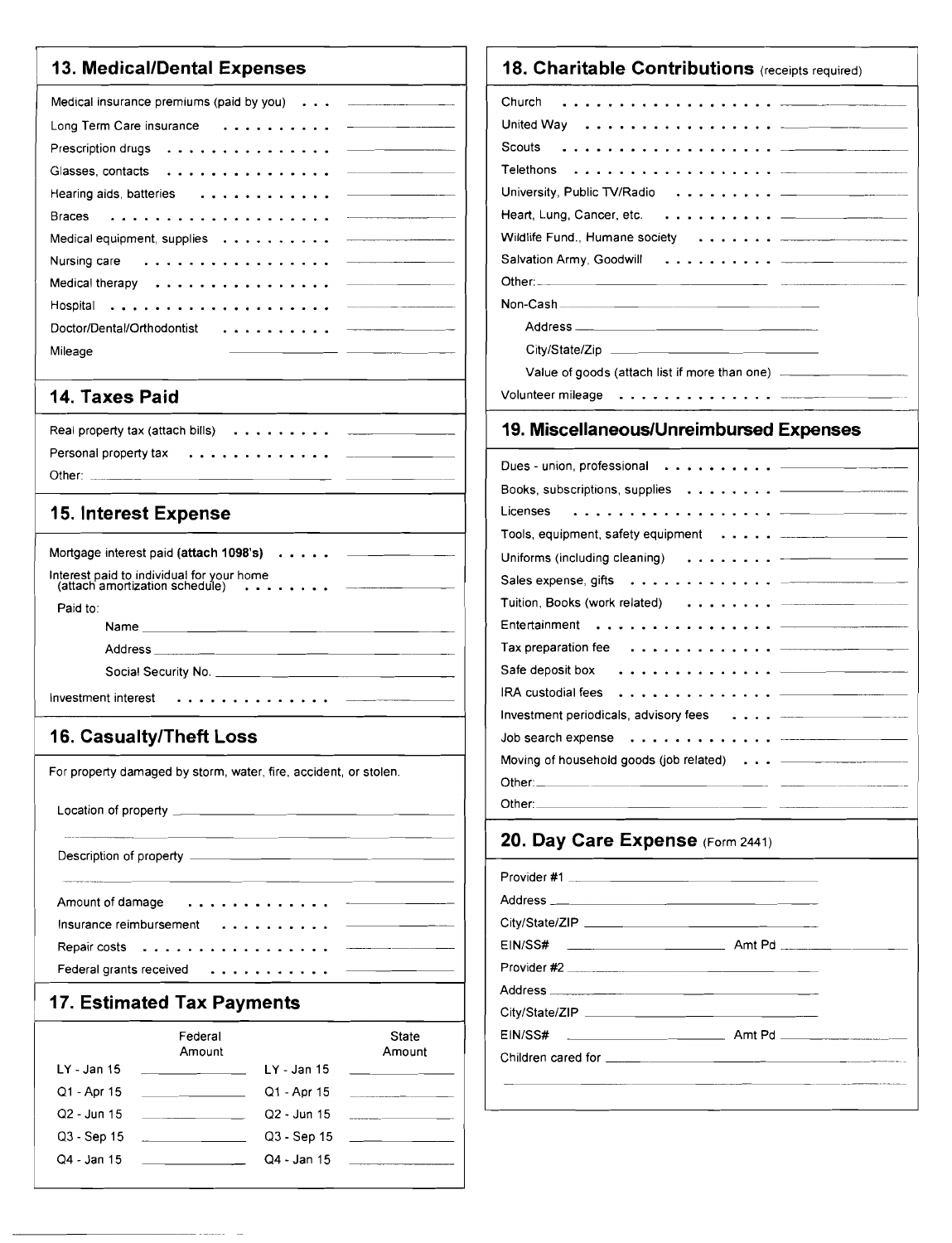## 13. Medical/Dental Expenses

Medical insurance premiums (paid by you) . . . ________
Long Term Care insurance . . . . . . . . . . ________
Prescription drugs . . . . . . . . . . . . . . . ________
Glasses, contacts . . . . . . . . . . . . . . . ________
Hearing aids, batteries . . . . . . . . . . . . ________
Braces . . . . . . . . . . . . . . . . . . . . ________
Medical equipment, supplies . . . . . . . . . . ________
Nursing care . . . . . . . . . . . . . . . . . ________
Medical therapy . . . . . . . . . . . . . . . . ________
Hospital . . . . . . . . . . . . . . . . . . . ________
Doctor/Dental/Orthodontist . . . . . . . . . . ________
Mileage ________ ________

## 14. Taxes Paid

Real property tax (attach bills) . . . . . . . . . ________
Personal property tax . . . . . . . . . . . . . ________
Other: ________ ________

## 15. Interest Expense

Mortgage interest paid **(attach 1098's)** . . . . . ________
Interest paid to individual for your home (attach amortization schedule) . . . . . . . . ________

Paid to:

Name ________
Address ________
Social Security No. ________

Investment interest . . . . . . . . . . . . . . ________

## 16. Casualty/Theft Loss

For property damaged by storm, water, fire, accident, or stolen.

Location of property ________

Description of property ________

Amount of damage . . . . . . . . . . . . . ________
Insurance reimbursement . . . . . . . . . . ________
Repair costs . . . . . . . . . . . . . . . . . ________
Federal grants received . . . . . . . . . . . ________

## 17. Estimated Tax Payments

| | Federal Amount | | State Amount |
|---|---|---|---|
| LY - Jan 15 | ________ | LY - Jan 15 | ________ |
| Q1 - Apr 15 | ________ | Q1 - Apr 15 | ________ |
| Q2 - Jun 15 | ________ | Q2 - Jun 15 | ________ |
| Q3 - Sep 15 | ________ | Q3 - Sep 15 | ________ |
| Q4 - Jan 15 | ________ | Q4 - Jan 15 | ________ |

## 18. Charitable Contributions (receipts required)

Church . . . . . . . . . . . . . . . . . . ________
United Way . . . . . . . . . . . . . . . . ________
Scouts . . . . . . . . . . . . . . . . . . ________
Telethons . . . . . . . . . . . . . . . . . ________
University, Public TV/Radio . . . . . . . . . ________
Heart, Lung, Cancer, etc. . . . . . . . . . . ________
Wildlife Fund., Humane society . . . . . . . ________
Salvation Army, Goodwill . . . . . . . . . . ________
Other: ________ ________
Non-Cash ________

Address ________
City/State/Zip ________
Value of goods (attach list if more than one) ________

Volunteer mileage . . . . . . . . . . . . . ________

## 19. Miscellaneous/Unreimbursed Expenses

Dues - union, professional . . . . . . . . . . ________
Books, subscriptions, supplies . . . . . . . . ________
Licenses . . . . . . . . . . . . . . . . . . ________
Tools, equipment, safety equipment . . . . . ________
Uniforms (including cleaning) . . . . . . . . ________
Sales expense, gifts . . . . . . . . . . . . . ________
Tuition, Books (work related) . . . . . . . . ________
Entertainment . . . . . . . . . . . . . . . . ________
Tax preparation fee . . . . . . . . . . . . . ________
Safe deposit box . . . . . . . . . . . . . . ________
IRA custodial fees . . . . . . . . . . . . . . ________
Investment periodicals, advisory fees . . . . ________
Job search expense . . . . . . . . . . . . . ________
Moving of household goods (job related) . . . ________
Other: ________ ________
Other: ________ ________

## 20. Day Care Expense (Form 2441)

Provider #1 ________
Address ________
City/State/ZIP ________
EIN/SS# ________ Amt Pd ________
Provider #2 ________
Address ________
City/State/ZIP ________
EIN/SS# ________ Amt Pd ________
Children cared for ________